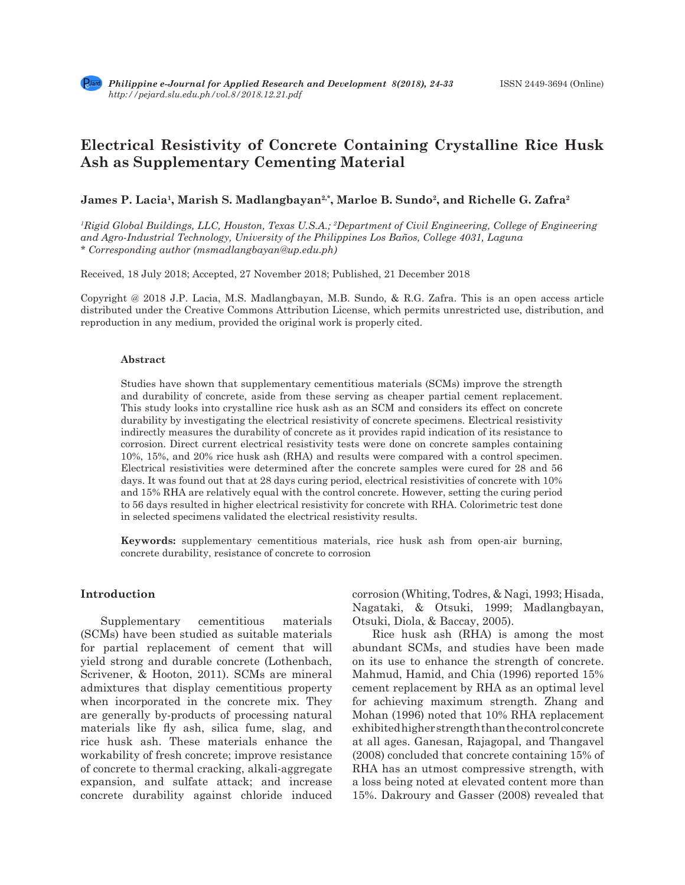# Electrical Resistivity of Concrete Containing Crystalline Rice Husk Ash as Supplementary Cementing Material

**James P. Lacia[1], Marish S. Madlangbayan[2,*], Marloe B. Sundo[2], and Richelle G. Zafra[2]**

*[1]Rigid Global Buildings, LLC, Houston, Texas U.S.A.; [2]Department of Civil Engineering, College of Engineering and Agro-Industrial Technology, University of the Philippines Los Baños, College 4031, Laguna*
*\* Corresponding author (msmadlangbayan@up.edu.ph)*

Received, 18 July 2018; Accepted, 27 November 2018; Published, 21 December 2018

Copyright @ 2018 J.P. Lacia, M.S. Madlangbayan, M.B. Sundo, & R.G. Zafra. This is an open access article distributed under the Creative Commons Attribution License, which permits unrestricted use, distribution, and reproduction in any medium, provided the original work is properly cited.

### Abstract

Studies have shown that supplementary cementitious materials (SCMs) improve the strength and durability of concrete, aside from these serving as cheaper partial cement replacement. This study looks into crystalline rice husk ash as an SCM and considers its effect on concrete durability by investigating the electrical resistivity of concrete specimens. Electrical resistivity indirectly measures the durability of concrete as it provides rapid indication of its resistance to corrosion. Direct current electrical resistivity tests were done on concrete samples containing 10%, 15%, and 20% rice husk ash (RHA) and results were compared with a control specimen. Electrical resistivities were determined after the concrete samples were cured for 28 and 56 days. It was found out that at 28 days curing period, electrical resistivities of concrete with 10% and 15% RHA are relatively equal with the control concrete. However, setting the curing period to 56 days resulted in higher electrical resistivity for concrete with RHA. Colorimetric test done in selected specimens validated the electrical resistivity results.

**Keywords:** supplementary cementitious materials, rice husk ash from open-air burning, concrete durability, resistance of concrete to corrosion

## Introduction

Supplementary cementitious materials (SCMs) have been studied as suitable materials for partial replacement of cement that will yield strong and durable concrete (Lothenbach, Scrivener, & Hooton, 2011). SCMs are mineral admixtures that display cementitious property when incorporated in the concrete mix. They are generally by-products of processing natural materials like fly ash, silica fume, slag, and rice husk ash. These materials enhance the workability of fresh concrete; improve resistance of concrete to thermal cracking, alkali-aggregate expansion, and sulfate attack; and increase concrete durability against chloride induced corrosion (Whiting, Todres, & Nagi, 1993; Hisada, Nagataki, & Otsuki, 1999; Madlangbayan, Otsuki, Diola, & Baccay, 2005).

Rice husk ash (RHA) is among the most abundant SCMs, and studies have been made on its use to enhance the strength of concrete. Mahmud, Hamid, and Chia (1996) reported 15% cement replacement by RHA as an optimal level for achieving maximum strength. Zhang and Mohan (1996) noted that 10% RHA replacement exhibited higher strength than the control concrete at all ages. Ganesan, Rajagopal, and Thangavel (2008) concluded that concrete containing 15% of RHA has an utmost compressive strength, with a loss being noted at elevated content more than 15%. Dakroury and Gasser (2008) revealed that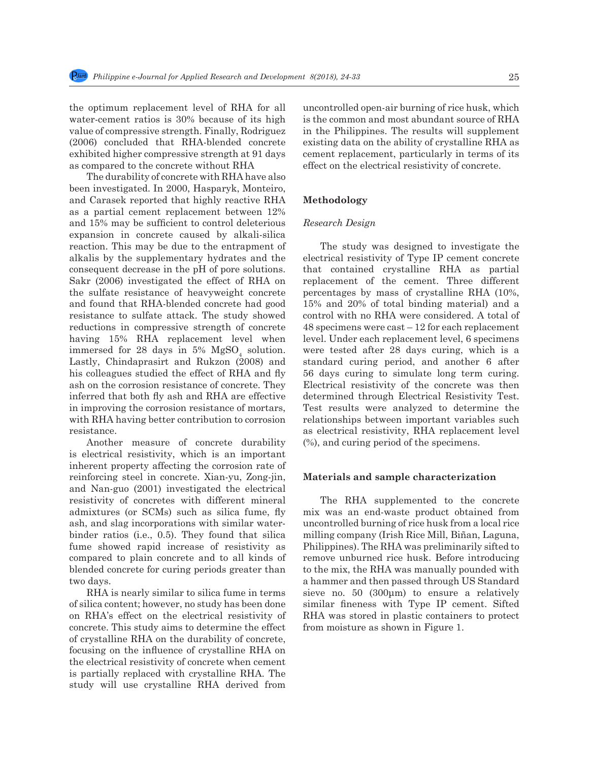the optimum replacement level of RHA for all water-cement ratios is 30% because of its high value of compressive strength. Finally, Rodriguez (2006) concluded that RHA-blended concrete exhibited higher compressive strength at 91 days as compared to the concrete without RHA

The durability of concrete with RHA have also been investigated. In 2000, Hasparyk, Monteiro, and Carasek reported that highly reactive RHA as a partial cement replacement between 12% and 15% may be sufficient to control deleterious expansion in concrete caused by alkali-silica reaction. This may be due to the entrapment of alkalis by the supplementary hydrates and the consequent decrease in the pH of pore solutions. Sakr (2006) investigated the effect of RHA on the sulfate resistance of heavyweight concrete and found that RHA-blended concrete had good resistance to sulfate attack. The study showed reductions in compressive strength of concrete having 15% RHA replacement level when immersed for 28 days in 5% $MgSO_4$ solution. Lastly, Chindaprasirt and Rukzon (2008) and his colleagues studied the effect of RHA and fly ash on the corrosion resistance of concrete. They inferred that both fly ash and RHA are effective in improving the corrosion resistance of mortars, with RHA having better contribution to corrosion resistance.

Another measure of concrete durability is electrical resistivity, which is an important inherent property affecting the corrosion rate of reinforcing steel in concrete. Xian-yu, Zong-jin, and Nan-guo (2001) investigated the electrical resistivity of concretes with different mineral admixtures (or SCMs) such as silica fume, fly ash, and slag incorporations with similar water-binder ratios (i.e., 0.5). They found that silica fume showed rapid increase of resistivity as compared to plain concrete and to all kinds of blended concrete for curing periods greater than two days.

RHA is nearly similar to silica fume in terms of silica content; however, no study has been done on RHA's effect on the electrical resistivity of concrete. This study aims to determine the effect of crystalline RHA on the durability of concrete, focusing on the influence of crystalline RHA on the electrical resistivity of concrete when cement is partially replaced with crystalline RHA. The study will use crystalline RHA derived from uncontrolled open-air burning of rice husk, which is the common and most abundant source of RHA in the Philippines. The results will supplement existing data on the ability of crystalline RHA as cement replacement, particularly in terms of its effect on the electrical resistivity of concrete.

## Methodology

### *Research Design*

The study was designed to investigate the electrical resistivity of Type IP cement concrete that contained crystalline RHA as partial replacement of the cement. Three different percentages by mass of crystalline RHA (10%, 15% and 20% of total binding material) and a control with no RHA were considered. A total of 48 specimens were cast – 12 for each replacement level. Under each replacement level, 6 specimens were tested after 28 days curing, which is a standard curing period, and another 6 after 56 days curing to simulate long term curing. Electrical resistivity of the concrete was then determined through Electrical Resistivity Test. Test results were analyzed to determine the relationships between important variables such as electrical resistivity, RHA replacement level (%), and curing period of the specimens.

## Materials and sample characterization

The RHA supplemented to the concrete mix was an end-waste product obtained from uncontrolled burning of rice husk from a local rice milling company (Irish Rice Mill, Biñan, Laguna, Philippines). The RHA was preliminarily sifted to remove unburned rice husk. Before introducing to the mix, the RHA was manually pounded with a hammer and then passed through US Standard sieve no. 50 (300µm) to ensure a relatively similar fineness with Type IP cement. Sifted RHA was stored in plastic containers to protect from moisture as shown in Figure 1.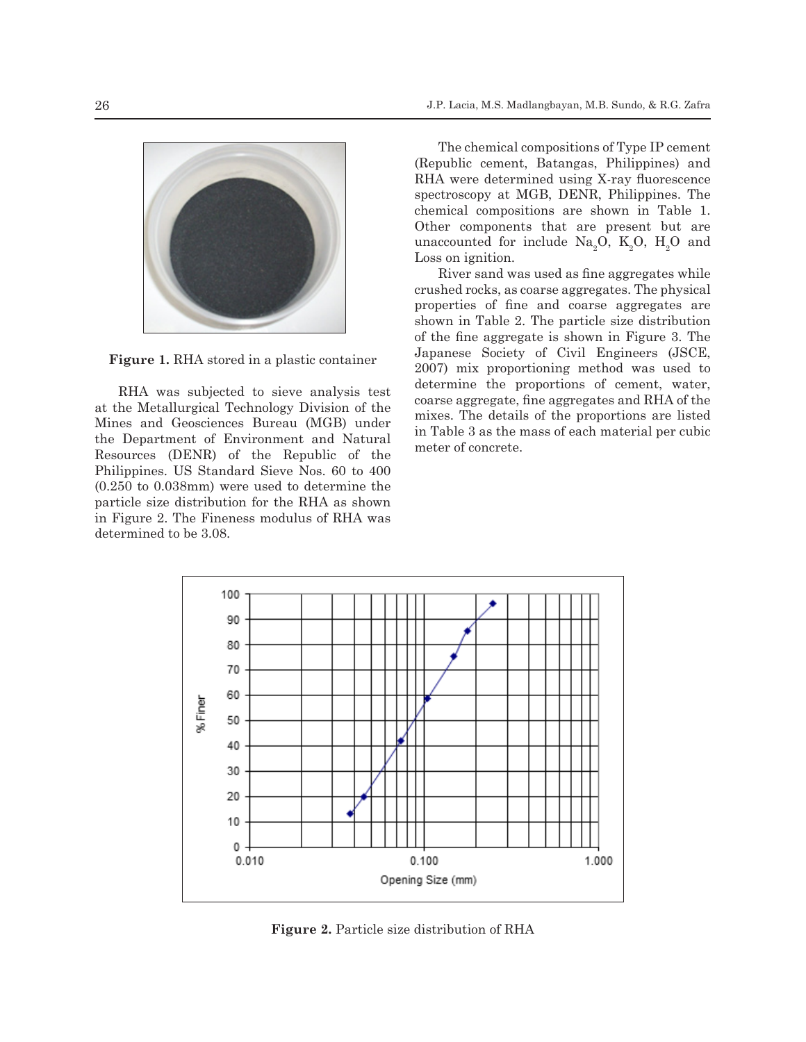Figure 1. RHA stored in a plastic container

RHA was subjected to sieve analysis test at the Metallurgical Technology Division of the Mines and Geosciences Bureau (MGB) under the Department of Environment and Natural Resources (DENR) of the Republic of the Philippines. US Standard Sieve Nos. 60 to 400 (0.250 to 0.038mm) were used to determine the particle size distribution for the RHA as shown in Figure 2. The Fineness modulus of RHA was determined to be 3.08.

The chemical compositions of Type IP cement (Republic cement, Batangas, Philippines) and RHA were determined using X-ray fluorescence spectroscopy at MGB, DENR, Philippines. The chemical compositions are shown in Table 1. Other components that are present but are unaccounted for include $Na_2O$, $K_2O$, $H_2O$ and Loss on ignition.

River sand was used as fine aggregates while crushed rocks, as coarse aggregates. The physical properties of fine and coarse aggregates are shown in Table 2. The particle size distribution of the fine aggregate is shown in Figure 3. The Japanese Society of Civil Engineers (JSCE, 2007) mix proportioning method was used to determine the proportions of cement, water, coarse aggregate, fine aggregates and RHA of the mixes. The details of the proportions are listed in Table 3 as the mass of each material per cubic meter of concrete.

Figure 2. Particle size distribution of RHA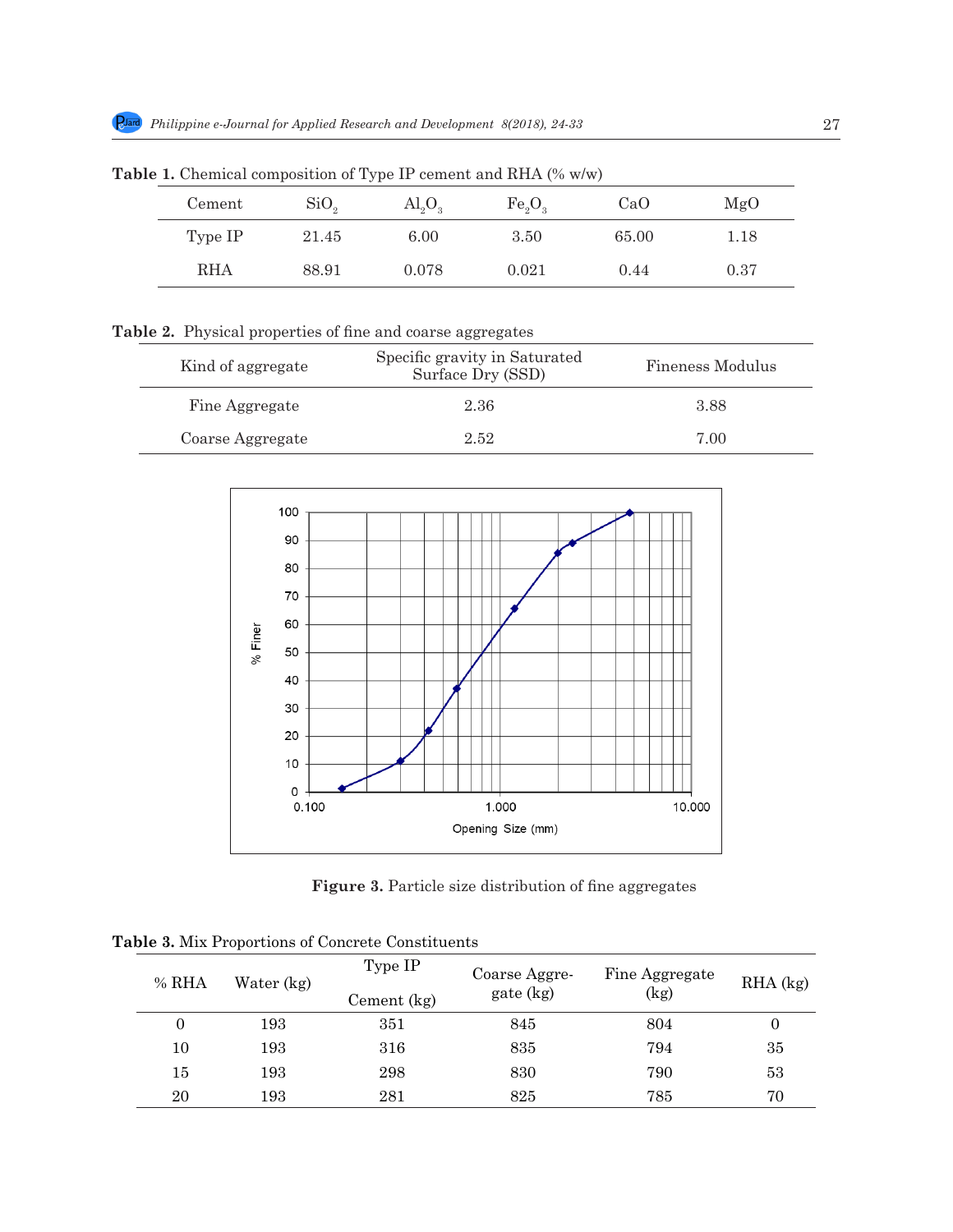**Table 1.** Chemical composition of Type IP cement and RHA (% w/w)

| Cement | $SiO_2$ | $Al_2O_3$ | $Fe_2O_3$ | CaO | MgO |
|---|---|---|---|---|---|
| Type IP | 21.45 | 6.00 | 3.50 | 65.00 | 1.18 |
| RHA | 88.91 | 0.078 | 0.021 | 0.44 | 0.37 |

**Table 2.** Physical properties of fine and coarse aggregates

| Kind of aggregate | Specific gravity in Saturated Surface Dry (SSD) | Fineness Modulus |
|---|---|---|
| Fine Aggregate | 2.36 | 3.88 |
| Coarse Aggregate | 2.52 | 7.00 |

100
90
80
70
60
50
40
30
20
10
0
% Finer
0.100
1.000
10.000
Opening Size (mm)

**Figure 3.** Particle size distribution of fine aggregates

**Table 3.** Mix Proportions of Concrete Constituents

| % RHA | Water (kg) | Type IP Cement (kg) | Coarse Aggregate (kg) | Fine Aggregate (kg) | RHA (kg) |
|---|---|---|---|---|---|
| 0 | 193 | 351 | 845 | 804 | 0 |
| 10 | 193 | 316 | 835 | 794 | 35 |
| 15 | 193 | 298 | 830 | 790 | 53 |
| 20 | 193 | 281 | 825 | 785 | 70 |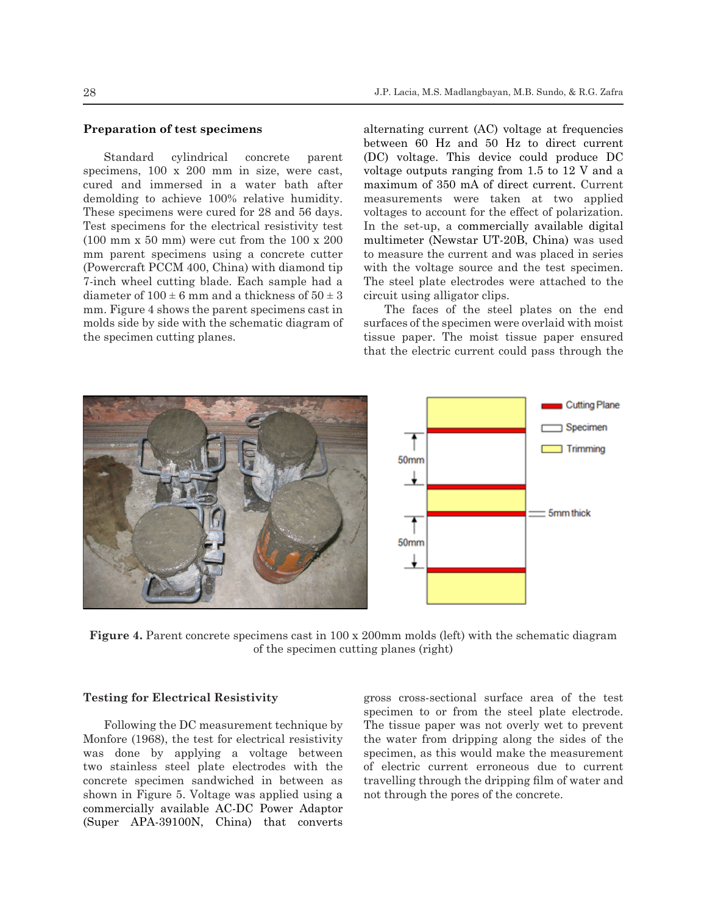### Preparation of test specimens

Standard cylindrical concrete parent specimens, 100 x 200 mm in size, were cast, cured and immersed in a water bath after demolding to achieve 100% relative humidity. These specimens were cured for 28 and 56 days. Test specimens for the electrical resistivity test (100 mm x 50 mm) were cut from the 100 x 200 mm parent specimens using a concrete cutter (Powercraft PCCM 400, China) with diamond tip 7-inch wheel cutting blade. Each sample had a diameter of 100 ± 6 mm and a thickness of 50 ± 3 mm. Figure 4 shows the parent specimens cast in molds side by side with the schematic diagram of the specimen cutting planes.

**Figure 4.** Parent concrete specimens cast in 100 x 200mm molds (left) with the schematic diagram of the specimen cutting planes (right)

### Testing for Electrical Resistivity

Following the DC measurement technique by Monfore (1968), the test for electrical resistivity was done by applying a voltage between two stainless steel plate electrodes with the concrete specimen sandwiched in between as shown in Figure 5. Voltage was applied using a commercially available AC-DC Power Adaptor (Super APA-39100N, China) that converts alternating current (AC) voltage at frequencies between 60 Hz and 50 Hz to direct current (DC) voltage. This device could produce DC voltage outputs ranging from 1.5 to 12 V and a maximum of 350 mA of direct current. Current measurements were taken at two applied voltages to account for the effect of polarization. In the set-up, a commercially available digital multimeter (Newstar UT-20B, China) was used to measure the current and was placed in series with the voltage source and the test specimen. The steel plate electrodes were attached to the circuit using alligator clips.

The faces of the steel plates on the end surfaces of the specimen were overlaid with moist tissue paper. The moist tissue paper ensured that the electric current could pass through the gross cross-sectional surface area of the test specimen to or from the steel plate electrode. The tissue paper was not overly wet to prevent the water from dripping along the sides of the specimen, as this would make the measurement of electric current erroneous due to current travelling through the dripping film of water and not through the pores of the concrete.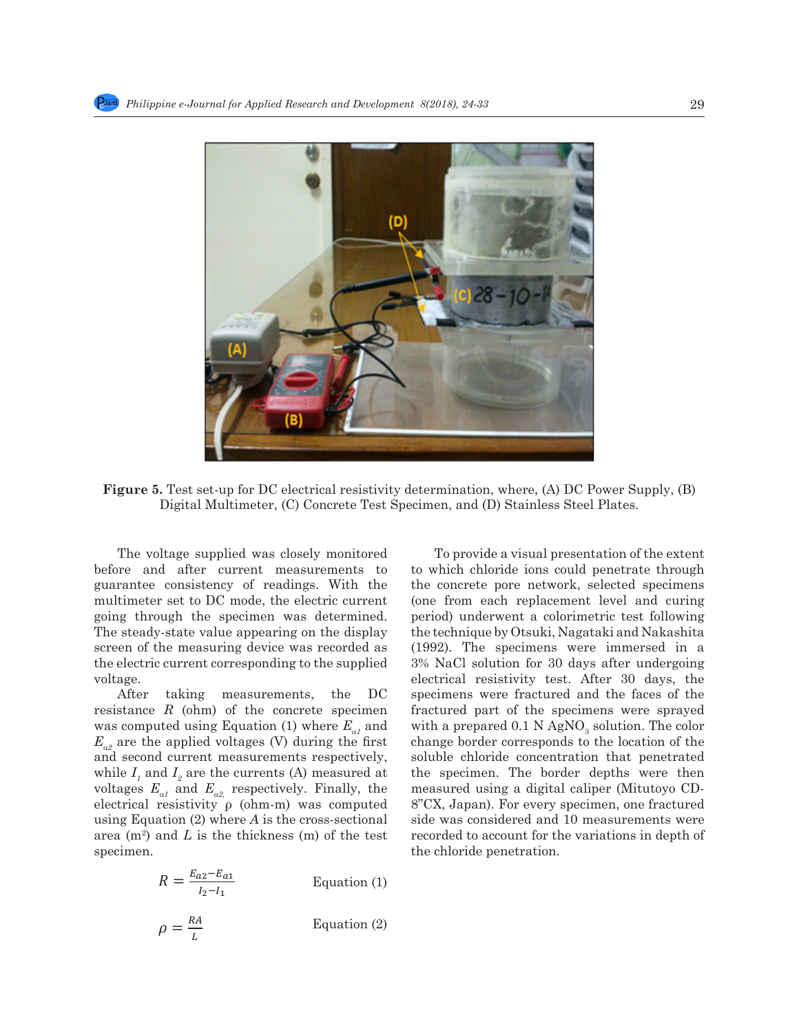**Figure 5.** Test set-up for DC electrical resistivity determination, where, (A) DC Power Supply, (B) Digital Multimeter, (C) Concrete Test Specimen, and (D) Stainless Steel Plates.

The voltage supplied was closely monitored before and after current measurements to guarantee consistency of readings. With the multimeter set to DC mode, the electric current going through the specimen was determined. The steady-state value appearing on the display screen of the measuring device was recorded as the electric current corresponding to the supplied voltage.

After taking measurements, the DC resistance $R$ (ohm) of the concrete specimen was computed using Equation (1) where $E_{a1}$ and $E_{a2}$ are the applied voltages (V) during the first and second current measurements respectively, while $I_1$ and $I_2$ are the currents (A) measured at voltages $E_{a1}$ and $E_{a2}$, respectively. Finally, the electrical resistivity ρ (ohm-m) was computed using Equation (2) where $A$ is the cross-sectional area ($m^2$) and $L$ is the thickness (m) of the test specimen.

$$R = \frac{E_{a2} - E_{a1}}{I_2 - I_1} \qquad \text{Equation (1)}$$

$$\rho = \frac{RA}{L} \qquad \text{Equation (2)}$$

To provide a visual presentation of the extent to which chloride ions could penetrate through the concrete pore network, selected specimens (one from each replacement level and curing period) underwent a colorimetric test following the technique by Otsuki, Nagataki and Nakashita (1992). The specimens were immersed in a 3% NaCl solution for 30 days after undergoing electrical resistivity test. After 30 days, the specimens were fractured and the faces of the fractured part of the specimens were sprayed with a prepared 0.1 N $AgNO_3$ solution. The color change border corresponds to the location of the soluble chloride concentration that penetrated the specimen. The border depths were then measured using a digital caliper (Mitutoyo CD-8"CX, Japan). For every specimen, one fractured side was considered and 10 measurements were recorded to account for the variations in depth of the chloride penetration.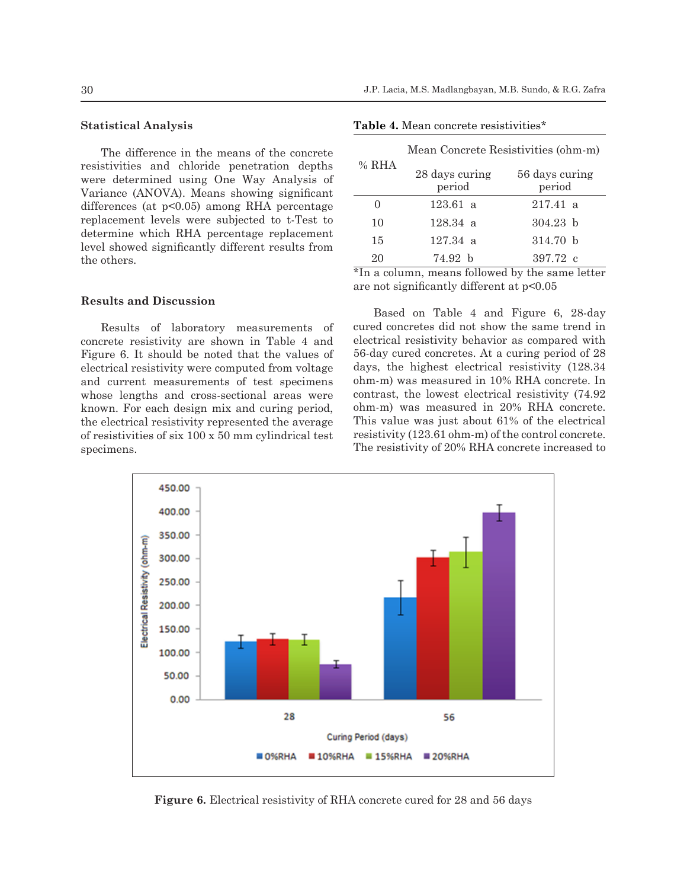### Statistical Analysis

The difference in the means of the concrete resistivities and chloride penetration depths were determined using One Way Analysis of Variance (ANOVA). Means showing significant differences (at $p<0.05$) among RHA percentage replacement levels were subjected to t-Test to determine which RHA percentage replacement level showed significantly different results from the others.

### Results and Discussion

Results of laboratory measurements of concrete resistivity are shown in Table 4 and Figure 6. It should be noted that the values of electrical resistivity were computed from voltage and current measurements of test specimens whose lengths and cross-sectional areas were known. For each design mix and curing period, the electrical resistivity represented the average of resistivities of six 100 x 50 mm cylindrical test specimens.

**Table 4.** Mean concrete resistivities*

| % RHA | Mean Concrete Resistivities (ohm-m) | |
|---|---|---|
| | 28 days curing period | 56 days curing period |
| 0 | 123.61 a | 217.41 a |
| 10 | 128.34 a | 304.23 b |
| 15 | 127.34 a | 314.70 b |
| 20 | 74.92 b | 397.72 c |

*In a column, means followed by the same letter are not significantly different at $p<0.05$

Based on Table 4 and Figure 6, 28-day cured concretes did not show the same trend in electrical resistivity behavior as compared with 56-day cured concretes. At a curing period of 28 days, the highest electrical resistivity (128.34 ohm-m) was measured in 10% RHA concrete. In contrast, the lowest electrical resistivity (74.92 ohm-m) was measured in 20% RHA concrete. This value was just about 61% of the electrical resistivity (123.61 ohm-m) of the control concrete. The resistivity of 20% RHA concrete increased to

Electrical Resistivity (ohm-m)
450.00
400.00
350.00
300.00
250.00
200.00
150.00
100.00
50.00
0.00
28
56
Curing Period (days)
0%RHA 10%RHA 15%RHA 20%RHA

**Figure 6.** Electrical resistivity of RHA concrete cured for 28 and 56 days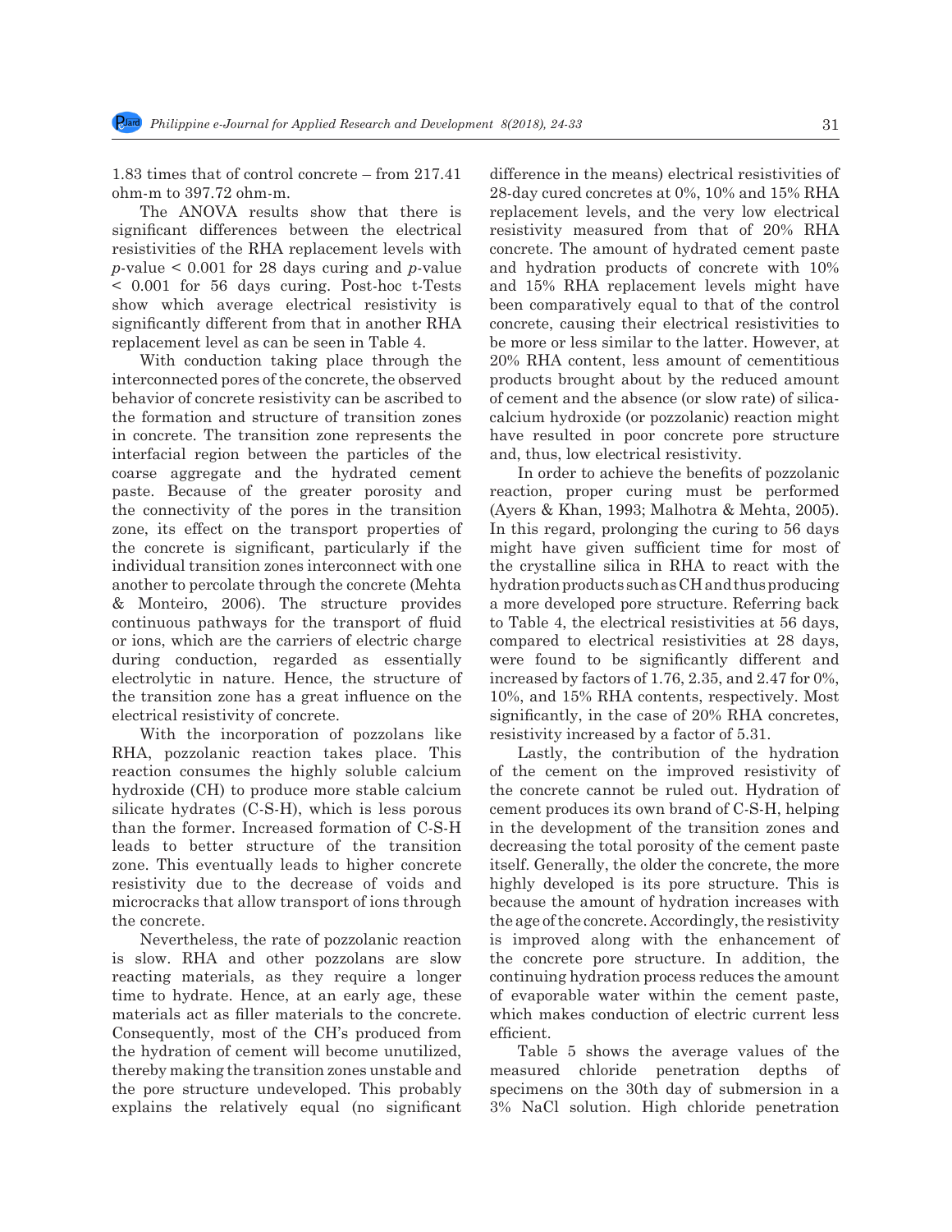1.83 times that of control concrete – from 217.41 ohm-m to 397.72 ohm-m.

The ANOVA results show that there is significant differences between the electrical resistivities of the RHA replacement levels with *p*-value < 0.001 for 28 days curing and *p*-value < 0.001 for 56 days curing. Post-hoc t-Tests show which average electrical resistivity is significantly different from that in another RHA replacement level as can be seen in Table 4.

With conduction taking place through the interconnected pores of the concrete, the observed behavior of concrete resistivity can be ascribed to the formation and structure of transition zones in concrete. The transition zone represents the interfacial region between the particles of the coarse aggregate and the hydrated cement paste. Because of the greater porosity and the connectivity of the pores in the transition zone, its effect on the transport properties of the concrete is significant, particularly if the individual transition zones interconnect with one another to percolate through the concrete (Mehta & Monteiro, 2006). The structure provides continuous pathways for the transport of fluid or ions, which are the carriers of electric charge during conduction, regarded as essentially electrolytic in nature. Hence, the structure of the transition zone has a great influence on the electrical resistivity of concrete.

With the incorporation of pozzolans like RHA, pozzolanic reaction takes place. This reaction consumes the highly soluble calcium hydroxide (CH) to produce more stable calcium silicate hydrates (C-S-H), which is less porous than the former. Increased formation of C-S-H leads to better structure of the transition zone. This eventually leads to higher concrete resistivity due to the decrease of voids and microcracks that allow transport of ions through the concrete.

Nevertheless, the rate of pozzolanic reaction is slow. RHA and other pozzolans are slow reacting materials, as they require a longer time to hydrate. Hence, at an early age, these materials act as filler materials to the concrete. Consequently, most of the CH's produced from the hydration of cement will become unutilized, thereby making the transition zones unstable and the pore structure undeveloped. This probably explains the relatively equal (no significant difference in the means) electrical resistivities of 28-day cured concretes at 0%, 10% and 15% RHA replacement levels, and the very low electrical resistivity measured from that of 20% RHA concrete. The amount of hydrated cement paste and hydration products of concrete with 10% and 15% RHA replacement levels might have been comparatively equal to that of the control concrete, causing their electrical resistivities to be more or less similar to the latter. However, at 20% RHA content, less amount of cementitious products brought about by the reduced amount of cement and the absence (or slow rate) of silica-calcium hydroxide (or pozzolanic) reaction might have resulted in poor concrete pore structure and, thus, low electrical resistivity.

In order to achieve the benefits of pozzolanic reaction, proper curing must be performed (Ayers & Khan, 1993; Malhotra & Mehta, 2005). In this regard, prolonging the curing to 56 days might have given sufficient time for most of the crystalline silica in RHA to react with the hydration products such as CH and thus producing a more developed pore structure. Referring back to Table 4, the electrical resistivities at 56 days, compared to electrical resistivities at 28 days, were found to be significantly different and increased by factors of 1.76, 2.35, and 2.47 for 0%, 10%, and 15% RHA contents, respectively. Most significantly, in the case of 20% RHA concretes, resistivity increased by a factor of 5.31.

Lastly, the contribution of the hydration of the cement on the improved resistivity of the concrete cannot be ruled out. Hydration of cement produces its own brand of C-S-H, helping in the development of the transition zones and decreasing the total porosity of the cement paste itself. Generally, the older the concrete, the more highly developed is its pore structure. This is because the amount of hydration increases with the age of the concrete. Accordingly, the resistivity is improved along with the enhancement of the concrete pore structure. In addition, the continuing hydration process reduces the amount of evaporable water within the cement paste, which makes conduction of electric current less efficient.

Table 5 shows the average values of the measured chloride penetration depths of specimens on the 30th day of submersion in a 3% NaCl solution. High chloride penetration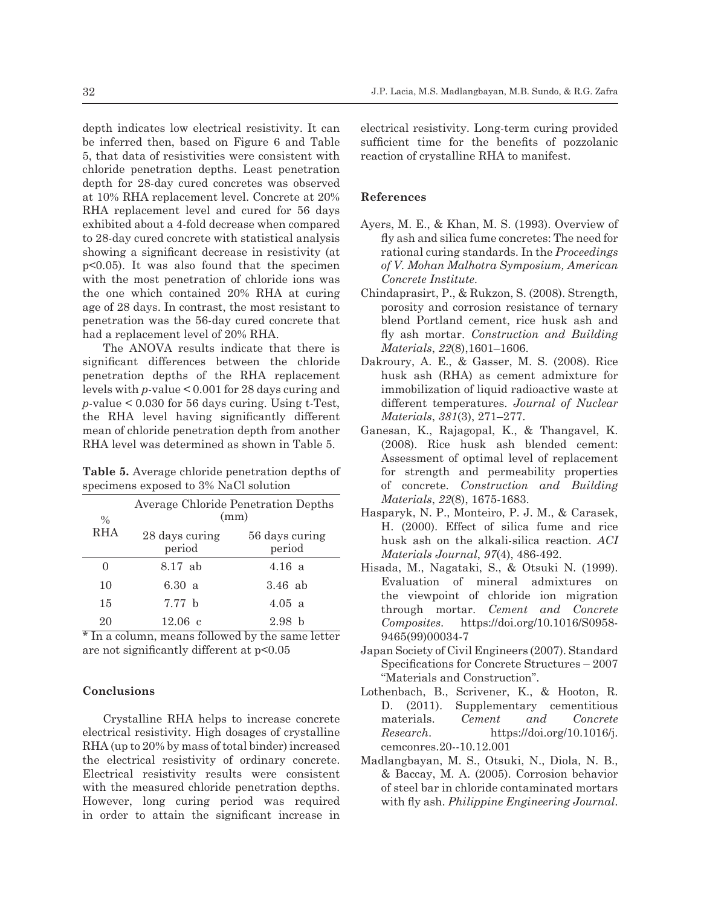depth indicates low electrical resistivity. It can be inferred then, based on Figure 6 and Table 5, that data of resistivities were consistent with chloride penetration depths. Least penetration depth for 28-day cured concretes was observed at 10% RHA replacement level. Concrete at 20% RHA replacement level and cured for 56 days exhibited about a 4-fold decrease when compared to 28-day cured concrete with statistical analysis showing a significant decrease in resistivity (at $p<0.05$). It was also found that the specimen with the most penetration of chloride ions was the one which contained 20% RHA at curing age of 28 days. In contrast, the most resistant to penetration was the 56-day cured concrete that had a replacement level of 20% RHA.

The ANOVA results indicate that there is significant differences between the chloride penetration depths of the RHA replacement levels with $p$-value < 0.001 for 28 days curing and $p$-value < 0.030 for 56 days curing. Using t-Test, the RHA level having significantly different mean of chloride penetration depth from another RHA level was determined as shown in Table 5.

**Table 5.** Average chloride penetration depths of specimens exposed to 3% NaCl solution

| % RHA | Average Chloride Penetration Depths (mm) | |
|---|---|---|
| | 28 days curing period | 56 days curing period |
| 0 | 8.17 ab | 4.16 a |
| 10 | 6.30 a | 3.46 ab |
| 15 | 7.77 b | 4.05 a |
| 20 | 12.06 c | 2.98 b |

* In a column, means followed by the same letter are not significantly different at $p<0.05$

## Conclusions

Crystalline RHA helps to increase concrete electrical resistivity. High dosages of crystalline RHA (up to 20% by mass of total binder) increased the electrical resistivity of ordinary concrete. Electrical resistivity results were consistent with the measured chloride penetration depths. However, long curing period was required in order to attain the significant increase in electrical resistivity. Long-term curing provided sufficient time for the benefits of pozzolanic reaction of crystalline RHA to manifest.

## References

Ayers, M. E., & Khan, M. S. (1993). Overview of fly ash and silica fume concretes: The need for rational curing standards. In the *Proceedings of V. Mohan Malhotra Symposium, American Concrete Institute*.

Chindaprasirt, P., & Rukzon, S. (2008). Strength, porosity and corrosion resistance of ternary blend Portland cement, rice husk ash and fly ash mortar. *Construction and Building Materials*, *22*(8),1601–1606.

Dakroury, A. E., & Gasser, M. S. (2008). Rice husk ash (RHA) as cement admixture for immobilization of liquid radioactive waste at different temperatures. *Journal of Nuclear Materials*, *381*(3), 271–277.

Ganesan, K., Rajagopal, K., & Thangavel, K. (2008). Rice husk ash blended cement: Assessment of optimal level of replacement for strength and permeability properties of concrete. *Construction and Building Materials*, *22*(8), 1675-1683.

Hasparyk, N. P., Monteiro, P. J. M., & Carasek, H. (2000). Effect of silica fume and rice husk ash on the alkali-silica reaction. *ACI Materials Journal*, *97*(4), 486-492.

Hisada, M., Nagataki, S., & Otsuki N. (1999). Evaluation of mineral admixtures on the viewpoint of chloride ion migration through mortar. *Cement and Concrete Composites*. https://doi.org/10.1016/S0958-9465(99)00034-7

Japan Society of Civil Engineers (2007). Standard Specifications for Concrete Structures – 2007 "Materials and Construction".

Lothenbach, B., Scrivener, K., & Hooton, R. D. (2011). Supplementary cementitious materials. *Cement and Concrete Research*. https://doi.org/10.1016/j.cemconres.20--10.12.001

Madlangbayan, M. S., Otsuki, N., Diola, N. B., & Baccay, M. A. (2005). Corrosion behavior of steel bar in chloride contaminated mortars with fly ash. *Philippine Engineering Journal*.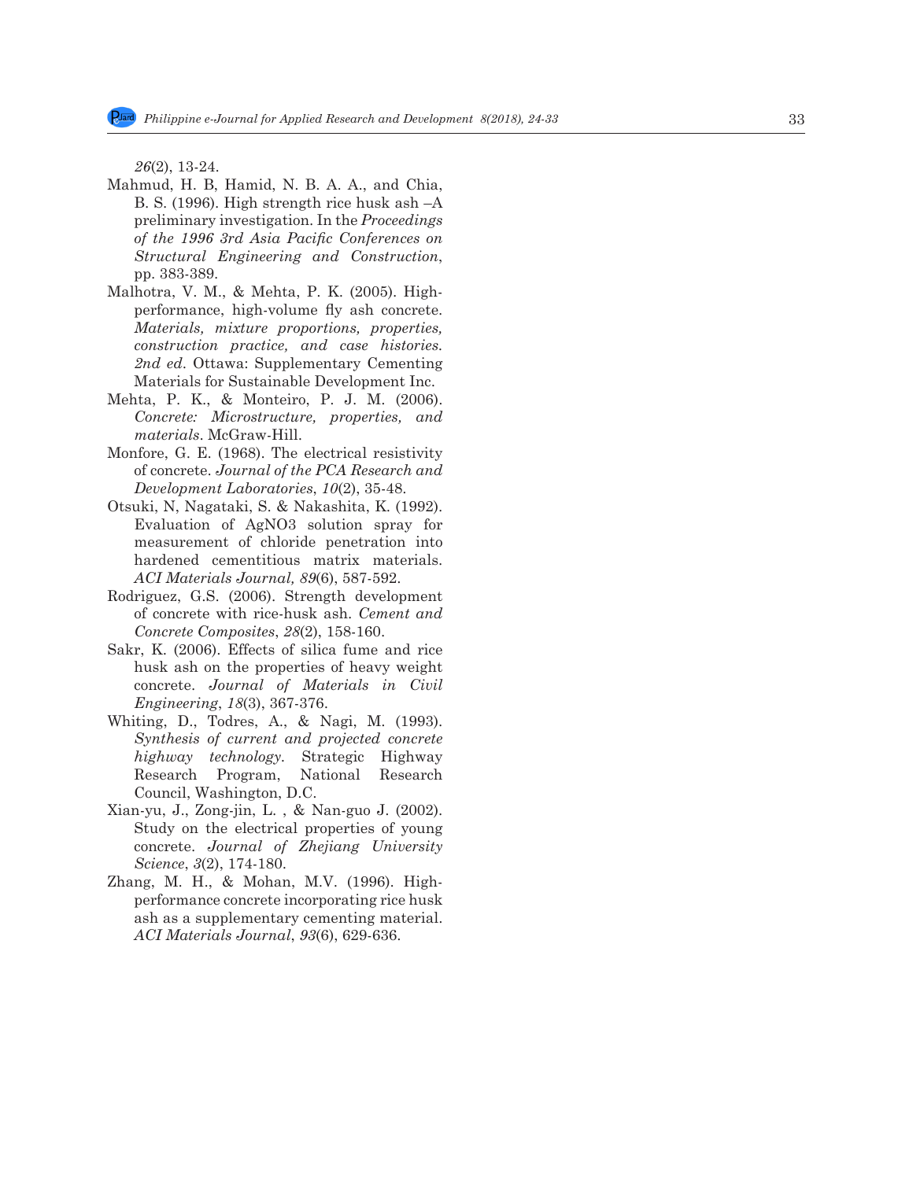*26*(2), 13-24.

Mahmud, H. B, Hamid, N. B. A. A., and Chia, B. S. (1996). High strength rice husk ash –A preliminary investigation. In the *Proceedings of the 1996 3rd Asia Pacific Conferences on Structural Engineering and Construction*, pp. 383-389.

Malhotra, V. M., & Mehta, P. K. (2005). High-performance, high-volume fly ash concrete. *Materials, mixture proportions, properties, construction practice, and case histories. 2nd ed*. Ottawa: Supplementary Cementing Materials for Sustainable Development Inc.

Mehta, P. K., & Monteiro, P. J. M. (2006). *Concrete: Microstructure, properties, and materials*. McGraw-Hill.

Monfore, G. E. (1968). The electrical resistivity of concrete. *Journal of the PCA Research and Development Laboratories*, *10*(2), 35-48.

Otsuki, N, Nagataki, S. & Nakashita, K. (1992). Evaluation of AgNO3 solution spray for measurement of chloride penetration into hardened cementitious matrix materials. *ACI Materials Journal, 89*(6), 587-592.

Rodriguez, G.S. (2006). Strength development of concrete with rice-husk ash. *Cement and Concrete Composites*, *28*(2), 158-160.

Sakr, K. (2006). Effects of silica fume and rice husk ash on the properties of heavy weight concrete. *Journal of Materials in Civil Engineering*, *18*(3), 367-376.

Whiting, D., Todres, A., & Nagi, M. (1993). *Synthesis of current and projected concrete highway technology*. Strategic Highway Research Program, National Research Council, Washington, D.C.

Xian-yu, J., Zong-jin, L. , & Nan-guo J. (2002). Study on the electrical properties of young concrete. *Journal of Zhejiang University Science*, *3*(2), 174-180.

Zhang, M. H., & Mohan, M.V. (1996). High-performance concrete incorporating rice husk ash as a supplementary cementing material. *ACI Materials Journal*, *93*(6), 629-636.